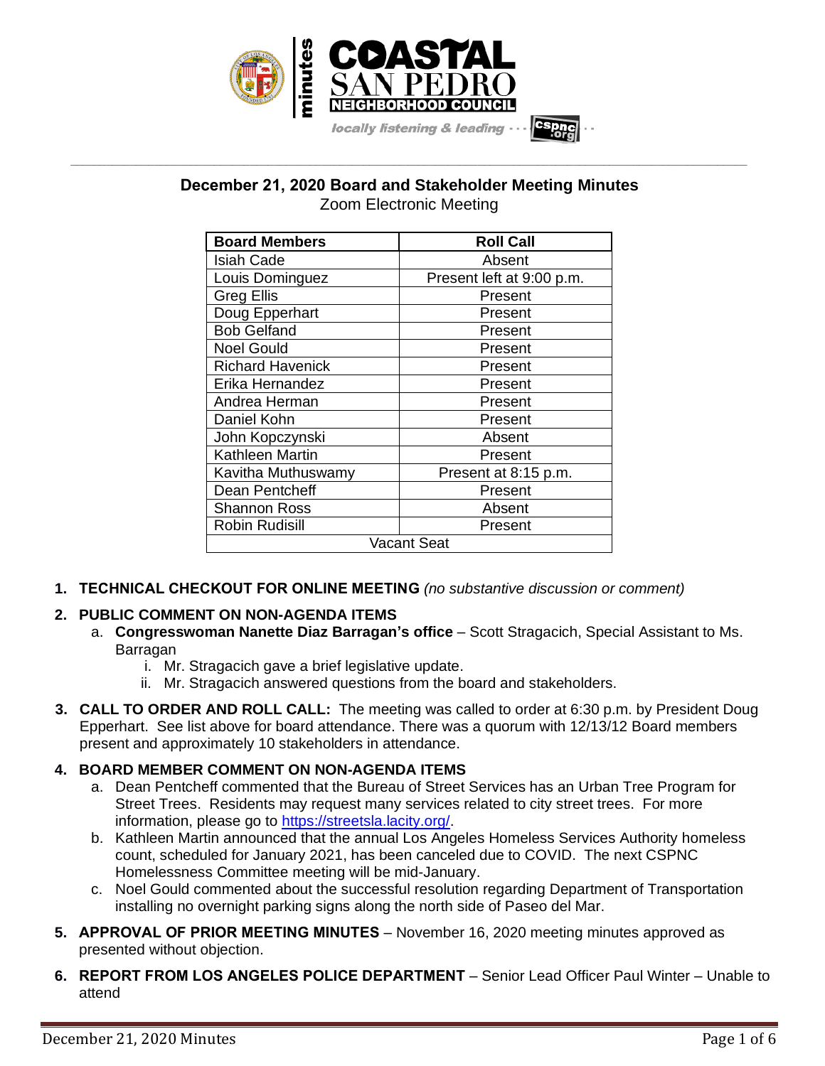**Coastal San Pedro Neighborhood Council** — minutes

*locally listening & leading* — cspnc.org

## December 21, 2020 Board and Stakeholder Meeting Minutes

Zoom Electronic Meeting

| Board Members | Roll Call |
|---|---|
| Isiah Cade | Absent |
| Louis Dominguez | Present left at 9:00 p.m. |
| Greg Ellis | Present |
| Doug Epperhart | Present |
| Bob Gelfand | Present |
| Noel Gould | Present |
| Richard Havenick | Present |
| Erika Hernandez | Present |
| Andrea Herman | Present |
| Daniel Kohn | Present |
| John Kopczynski | Absent |
| Kathleen Martin | Present |
| Kavitha Muthuswamy | Present at 8:15 p.m. |
| Dean Pentcheff | Present |
| Shannon Ross | Absent |
| Robin Rudisill | Present |
| Vacant Seat | |

1. **TECHNICAL CHECKOUT FOR ONLINE MEETING** *(no substantive discussion or comment)*

2. **PUBLIC COMMENT ON NON-AGENDA ITEMS**
   a. **Congresswoman Nanette Diaz Barragan's office** – Scott Stragacich, Special Assistant to Ms. Barragan
      i. Mr. Stragacich gave a brief legislative update.
      ii. Mr. Stragacich answered questions from the board and stakeholders.

3. **CALL TO ORDER AND ROLL CALL:** The meeting was called to order at 6:30 p.m. by President Doug Epperhart. See list above for board attendance. There was a quorum with 12/13/12 Board members present and approximately 10 stakeholders in attendance.

4. **BOARD MEMBER COMMENT ON NON-AGENDA ITEMS**
   a. Dean Pentcheff commented that the Bureau of Street Services has an Urban Tree Program for Street Trees. Residents may request many services related to city street trees. For more information, please go to [https://streetsla.lacity.org/](https://streetsla.lacity.org/).
   b. Kathleen Martin announced that the annual Los Angeles Homeless Services Authority homeless count, scheduled for January 2021, has been canceled due to COVID. The next CSPNC Homelessness Committee meeting will be mid-January.
   c. Noel Gould commented about the successful resolution regarding Department of Transportation installing no overnight parking signs along the north side of Paseo del Mar.

5. **APPROVAL OF PRIOR MEETING MINUTES** – November 16, 2020 meeting minutes approved as presented without objection.

6. **REPORT FROM LOS ANGELES POLICE DEPARTMENT** – Senior Lead Officer Paul Winter – Unable to attend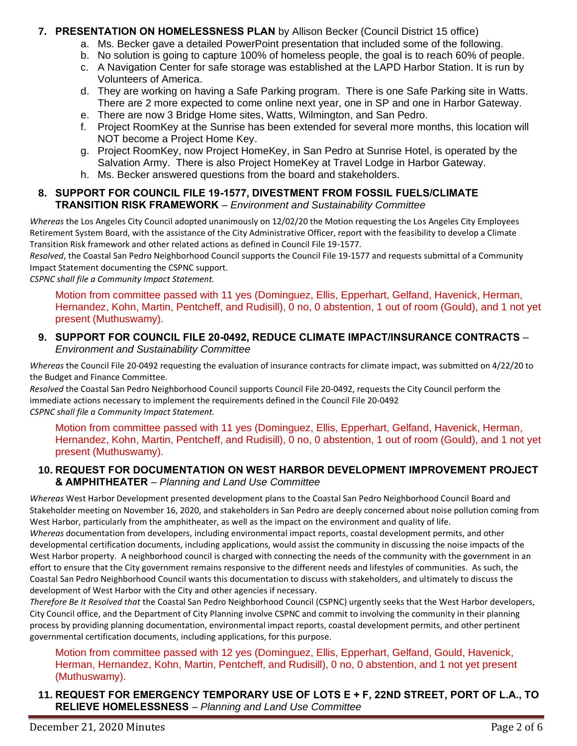7. **PRESENTATION ON HOMELESSNESS PLAN** by Allison Becker (Council District 15 office)
    a. Ms. Becker gave a detailed PowerPoint presentation that included some of the following.
    b. No solution is going to capture 100% of homeless people, the goal is to reach 60% of people.
    c. A Navigation Center for safe storage was established at the LAPD Harbor Station. It is run by Volunteers of America.
    d. They are working on having a Safe Parking program. There is one Safe Parking site in Watts. There are 2 more expected to come online next year, one in SP and one in Harbor Gateway.
    e. There are now 3 Bridge Home sites, Watts, Wilmington, and San Pedro.
    f. Project RoomKey at the Sunrise has been extended for several more months, this location will NOT become a Project Home Key.
    g. Project RoomKey, now Project HomeKey, in San Pedro at Sunrise Hotel, is operated by the Salvation Army. There is also Project HomeKey at Travel Lodge in Harbor Gateway.
    h. Ms. Becker answered questions from the board and stakeholders.

8. **SUPPORT FOR COUNCIL FILE 19-1577, DIVESTMENT FROM FOSSIL FUELS/CLIMATE TRANSITION RISK FRAMEWORK** – *Environment and Sustainability Committee*

*Whereas* the Los Angeles City Council adopted unanimously on 12/02/20 the Motion requesting the Los Angeles City Employees Retirement System Board, with the assistance of the City Administrative Officer, report with the feasibility to develop a Climate Transition Risk framework and other related actions as defined in Council File 19-1577.
*Resolved*, the Coastal San Pedro Neighborhood Council supports the Council File 19-1577 and requests submittal of a Community Impact Statement documenting the CSPNC support.
*CSPNC shall file a Community Impact Statement.*

Motion from committee passed with 11 yes (Dominguez, Ellis, Epperhart, Gelfand, Havenick, Herman, Hernandez, Kohn, Martin, Pentcheff, and Rudisill), 0 no, 0 abstention, 1 out of room (Gould), and 1 not yet present (Muthuswamy).

9. **SUPPORT FOR COUNCIL FILE 20-0492, REDUCE CLIMATE IMPACT/INSURANCE CONTRACTS** – *Environment and Sustainability Committee*

*Whereas* the Council File 20-0492 requesting the evaluation of insurance contracts for climate impact, was submitted on 4/22/20 to the Budget and Finance Committee.
*Resolved* the Coastal San Pedro Neighborhood Council supports Council File 20-0492, requests the City Council perform the immediate actions necessary to implement the requirements defined in the Council File 20-0492
*CSPNC shall file a Community Impact Statement.*

Motion from committee passed with 11 yes (Dominguez, Ellis, Epperhart, Gelfand, Havenick, Herman, Hernandez, Kohn, Martin, Pentcheff, and Rudisill), 0 no, 0 abstention, 1 out of room (Gould), and 1 not yet present (Muthuswamy).

10. **REQUEST FOR DOCUMENTATION ON WEST HARBOR DEVELOPMENT IMPROVEMENT PROJECT & AMPHITHEATER** – *Planning and Land Use Committee*

*Whereas* West Harbor Development presented development plans to the Coastal San Pedro Neighborhood Council Board and Stakeholder meeting on November 16, 2020, and stakeholders in San Pedro are deeply concerned about noise pollution coming from West Harbor, particularly from the amphitheater, as well as the impact on the environment and quality of life.
*Whereas* documentation from developers, including environmental impact reports, coastal development permits, and other developmental certification documents, including applications, would assist the community in discussing the noise impacts of the West Harbor property. A neighborhood council is charged with connecting the needs of the community with the government in an effort to ensure that the City government remains responsive to the different needs and lifestyles of communities. As such, the Coastal San Pedro Neighborhood Council wants this documentation to discuss with stakeholders, and ultimately to discuss the development of West Harbor with the City and other agencies if necessary.
*Therefore Be It Resolved that* the Coastal San Pedro Neighborhood Council (CSPNC) urgently seeks that the West Harbor developers, City Council office, and the Department of City Planning involve CSPNC and commit to involving the community in their planning process by providing planning documentation, environmental impact reports, coastal development permits, and other pertinent governmental certification documents, including applications, for this purpose.

Motion from committee passed with 12 yes (Dominguez, Ellis, Epperhart, Gelfand, Gould, Havenick, Herman, Hernandez, Kohn, Martin, Pentcheff, and Rudisill), 0 no, 0 abstention, and 1 not yet present (Muthuswamy).

11. **REQUEST FOR EMERGENCY TEMPORARY USE OF LOTS E + F, 22ND STREET, PORT OF L.A., TO RELIEVE HOMELESSNESS** – *Planning and Land Use Committee*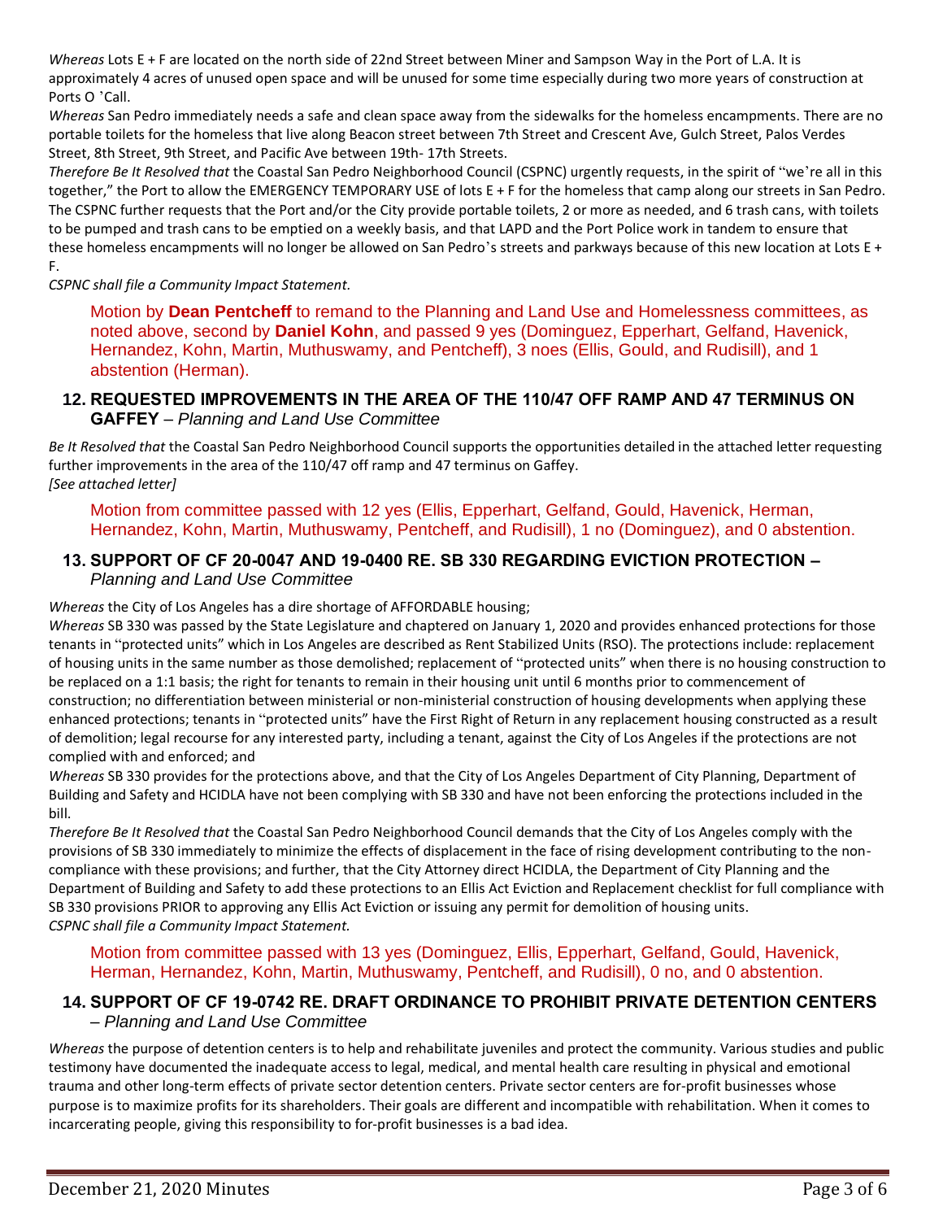*Whereas* Lots E + F are located on the north side of 22nd Street between Miner and Sampson Way in the Port of L.A. It is approximately 4 acres of unused open space and will be unused for some time especially during two more years of construction at Ports O 'Call.

*Whereas* San Pedro immediately needs a safe and clean space away from the sidewalks for the homeless encampments. There are no portable toilets for the homeless that live along Beacon street between 7th Street and Crescent Ave, Gulch Street, Palos Verdes Street, 8th Street, 9th Street, and Pacific Ave between 19th- 17th Streets.

*Therefore Be It Resolved that* the Coastal San Pedro Neighborhood Council (CSPNC) urgently requests, in the spirit of "we're all in this together," the Port to allow the EMERGENCY TEMPORARY USE of lots E + F for the homeless that camp along our streets in San Pedro. The CSPNC further requests that the Port and/or the City provide portable toilets, 2 or more as needed, and 6 trash cans, with toilets to be pumped and trash cans to be emptied on a weekly basis, and that LAPD and the Port Police work in tandem to ensure that these homeless encampments will no longer be allowed on San Pedro's streets and parkways because of this new location at Lots E + F.

*CSPNC shall file a Community Impact Statement.*

Motion by **Dean Pentcheff** to remand to the Planning and Land Use and Homelessness committees, as noted above, second by **Daniel Kohn**, and passed 9 yes (Dominguez, Epperhart, Gelfand, Havenick, Hernandez, Kohn, Martin, Muthuswamy, and Pentcheff), 3 noes (Ellis, Gould, and Rudisill), and 1 abstention (Herman).

## 12. REQUESTED IMPROVEMENTS IN THE AREA OF THE 110/47 OFF RAMP AND 47 TERMINUS ON GAFFEY – *Planning and Land Use Committee*

*Be It Resolved that* the Coastal San Pedro Neighborhood Council supports the opportunities detailed in the attached letter requesting further improvements in the area of the 110/47 off ramp and 47 terminus on Gaffey.

*[See attached letter]*

Motion from committee passed with 12 yes (Ellis, Epperhart, Gelfand, Gould, Havenick, Herman, Hernandez, Kohn, Martin, Muthuswamy, Pentcheff, and Rudisill), 1 no (Dominguez), and 0 abstention.

## 13. SUPPORT OF CF 20-0047 AND 19-0400 RE. SB 330 REGARDING EVICTION PROTECTION – *Planning and Land Use Committee*

*Whereas* the City of Los Angeles has a dire shortage of AFFORDABLE housing;

*Whereas* SB 330 was passed by the State Legislature and chaptered on January 1, 2020 and provides enhanced protections for those tenants in "protected units" which in Los Angeles are described as Rent Stabilized Units (RSO). The protections include: replacement of housing units in the same number as those demolished; replacement of "protected units" when there is no housing construction to be replaced on a 1:1 basis; the right for tenants to remain in their housing unit until 6 months prior to commencement of construction; no differentiation between ministerial or non-ministerial construction of housing developments when applying these enhanced protections; tenants in "protected units" have the First Right of Return in any replacement housing constructed as a result of demolition; legal recourse for any interested party, including a tenant, against the City of Los Angeles if the protections are not complied with and enforced; and

*Whereas* SB 330 provides for the protections above, and that the City of Los Angeles Department of City Planning, Department of Building and Safety and HCIDLA have not been complying with SB 330 and have not been enforcing the protections included in the bill.

*Therefore Be It Resolved that* the Coastal San Pedro Neighborhood Council demands that the City of Los Angeles comply with the provisions of SB 330 immediately to minimize the effects of displacement in the face of rising development contributing to the non-compliance with these provisions; and further, that the City Attorney direct HCIDLA, the Department of City Planning and the Department of Building and Safety to add these protections to an Ellis Act Eviction and Replacement checklist for full compliance with SB 330 provisions PRIOR to approving any Ellis Act Eviction or issuing any permit for demolition of housing units.

*CSPNC shall file a Community Impact Statement.*

Motion from committee passed with 13 yes (Dominguez, Ellis, Epperhart, Gelfand, Gould, Havenick, Herman, Hernandez, Kohn, Martin, Muthuswamy, Pentcheff, and Rudisill), 0 no, and 0 abstention.

## 14. SUPPORT OF CF 19-0742 RE. DRAFT ORDINANCE TO PROHIBIT PRIVATE DETENTION CENTERS – *Planning and Land Use Committee*

*Whereas* the purpose of detention centers is to help and rehabilitate juveniles and protect the community. Various studies and public testimony have documented the inadequate access to legal, medical, and mental health care resulting in physical and emotional trauma and other long-term effects of private sector detention centers. Private sector centers are for-profit businesses whose purpose is to maximize profits for its shareholders. Their goals are different and incompatible with rehabilitation. When it comes to incarcerating people, giving this responsibility to for-profit businesses is a bad idea.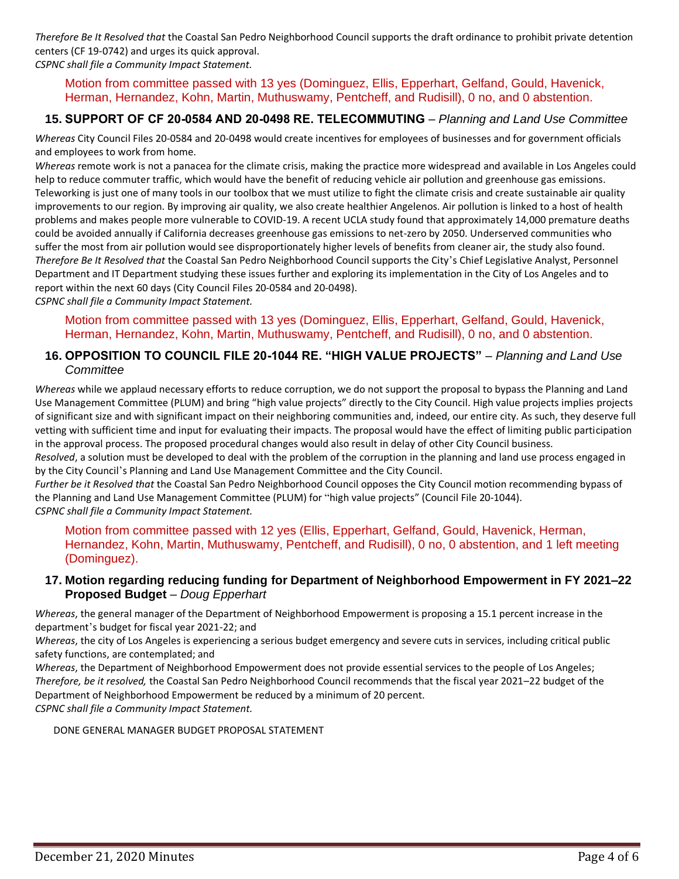*Therefore Be It Resolved that* the Coastal San Pedro Neighborhood Council supports the draft ordinance to prohibit private detention centers (CF 19-0742) and urges its quick approval.
*CSPNC shall file a Community Impact Statement.*

Motion from committee passed with 13 yes (Dominguez, Ellis, Epperhart, Gelfand, Gould, Havenick, Herman, Hernandez, Kohn, Martin, Muthuswamy, Pentcheff, and Rudisill), 0 no, and 0 abstention.

### 15. SUPPORT OF CF 20-0584 AND 20-0498 RE. TELECOMMUTING – *Planning and Land Use Committee*

*Whereas* City Council Files 20-0584 and 20-0498 would create incentives for employees of businesses and for government officials and employees to work from home.
*Whereas* remote work is not a panacea for the climate crisis, making the practice more widespread and available in Los Angeles could help to reduce commuter traffic, which would have the benefit of reducing vehicle air pollution and greenhouse gas emissions. Teleworking is just one of many tools in our toolbox that we must utilize to fight the climate crisis and create sustainable air quality improvements to our region. By improving air quality, we also create healthier Angelenos. Air pollution is linked to a host of health problems and makes people more vulnerable to COVID-19. A recent UCLA study found that approximately 14,000 premature deaths could be avoided annually if California decreases greenhouse gas emissions to net-zero by 2050. Underserved communities who suffer the most from air pollution would see disproportionately higher levels of benefits from cleaner air, the study also found.
*Therefore Be It Resolved that* the Coastal San Pedro Neighborhood Council supports the City's Chief Legislative Analyst, Personnel Department and IT Department studying these issues further and exploring its implementation in the City of Los Angeles and to report within the next 60 days (City Council Files 20-0584 and 20-0498).
*CSPNC shall file a Community Impact Statement.*

Motion from committee passed with 13 yes (Dominguez, Ellis, Epperhart, Gelfand, Gould, Havenick, Herman, Hernandez, Kohn, Martin, Muthuswamy, Pentcheff, and Rudisill), 0 no, and 0 abstention.

### 16. OPPOSITION TO COUNCIL FILE 20-1044 RE. "HIGH VALUE PROJECTS" – *Planning and Land Use Committee*

*Whereas* while we applaud necessary efforts to reduce corruption, we do not support the proposal to bypass the Planning and Land Use Management Committee (PLUM) and bring "high value projects" directly to the City Council. High value projects implies projects of significant size and with significant impact on their neighboring communities and, indeed, our entire city. As such, they deserve full vetting with sufficient time and input for evaluating their impacts. The proposal would have the effect of limiting public participation in the approval process. The proposed procedural changes would also result in delay of other City Council business.
*Resolved*, a solution must be developed to deal with the problem of the corruption in the planning and land use process engaged in by the City Council's Planning and Land Use Management Committee and the City Council.
*Further be it Resolved that* the Coastal San Pedro Neighborhood Council opposes the City Council motion recommending bypass of the Planning and Land Use Management Committee (PLUM) for "high value projects" (Council File 20-1044).
*CSPNC shall file a Community Impact Statement.*

Motion from committee passed with 12 yes (Ellis, Epperhart, Gelfand, Gould, Havenick, Herman, Hernandez, Kohn, Martin, Muthuswamy, Pentcheff, and Rudisill), 0 no, 0 abstention, and 1 left meeting (Dominguez).

### 17. Motion regarding reducing funding for Department of Neighborhood Empowerment in FY 2021–22 Proposed Budget – *Doug Epperhart*

*Whereas*, the general manager of the Department of Neighborhood Empowerment is proposing a 15.1 percent increase in the department's budget for fiscal year 2021-22; and
*Whereas*, the city of Los Angeles is experiencing a serious budget emergency and severe cuts in services, including critical public safety functions, are contemplated; and
*Whereas*, the Department of Neighborhood Empowerment does not provide essential services to the people of Los Angeles;
*Therefore, be it resolved,* the Coastal San Pedro Neighborhood Council recommends that the fiscal year 2021–22 budget of the Department of Neighborhood Empowerment be reduced by a minimum of 20 percent.
*CSPNC shall file a Community Impact Statement.*

DONE GENERAL MANAGER BUDGET PROPOSAL STATEMENT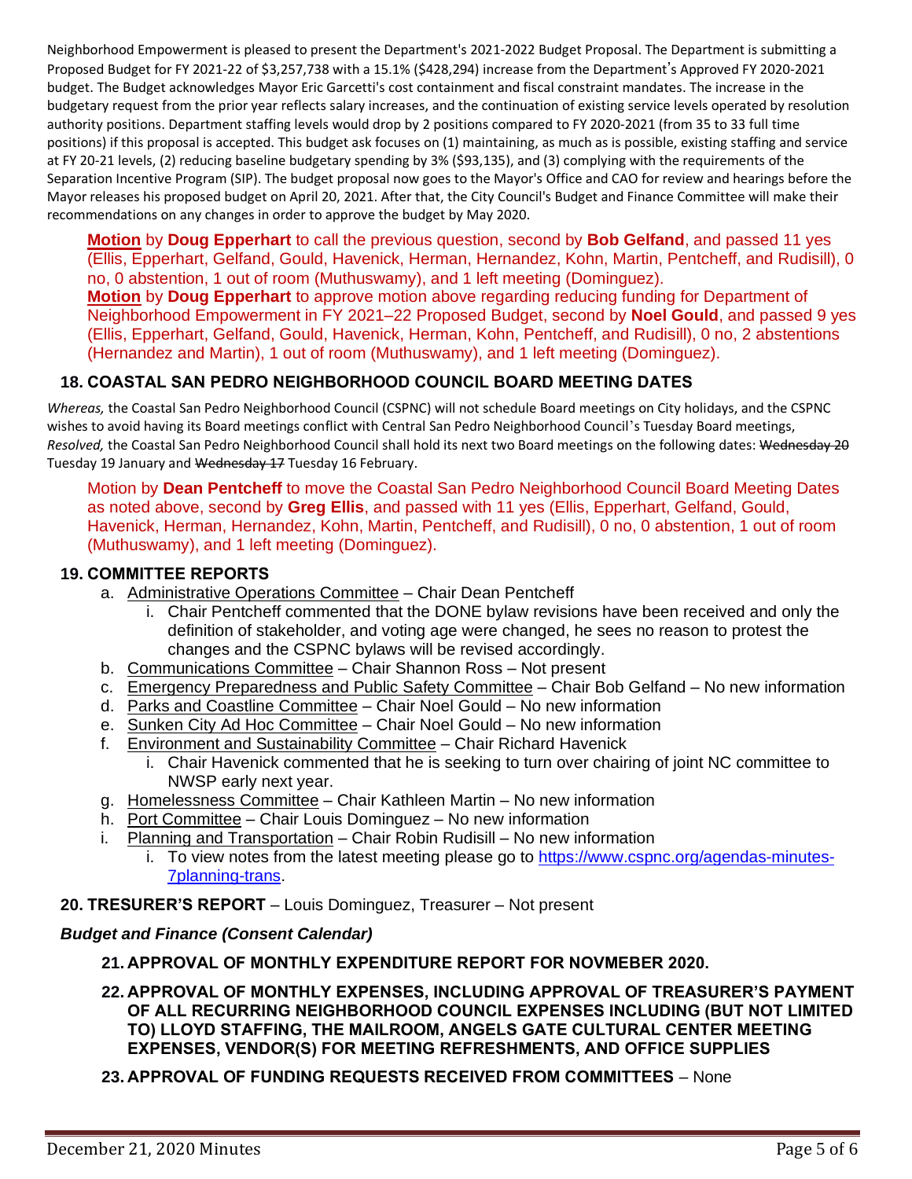Neighborhood Empowerment is pleased to present the Department's 2021-2022 Budget Proposal. The Department is submitting a Proposed Budget for FY 2021-22 of $3,257,738 with a 15.1% ($428,294) increase from the Department's Approved FY 2020-2021 budget. The Budget acknowledges Mayor Eric Garcetti's cost containment and fiscal constraint mandates. The increase in the budgetary request from the prior year reflects salary increases, and the continuation of existing service levels operated by resolution authority positions. Department staffing levels would drop by 2 positions compared to FY 2020-2021 (from 35 to 33 full time positions) if this proposal is accepted. This budget ask focuses on (1) maintaining, as much as is possible, existing staffing and service at FY 20-21 levels, (2) reducing baseline budgetary spending by 3% ($93,135), and (3) complying with the requirements of the Separation Incentive Program (SIP). The budget proposal now goes to the Mayor's Office and CAO for review and hearings before the Mayor releases his proposed budget on April 20, 2021. After that, the City Council's Budget and Finance Committee will make their recommendations on any changes in order to approve the budget by May 2020.

**Motion** by **Doug Epperhart** to call the previous question, second by **Bob Gelfand**, and passed 11 yes (Ellis, Epperhart, Gelfand, Gould, Havenick, Herman, Hernandez, Kohn, Martin, Pentcheff, and Rudisill), 0 no, 0 abstention, 1 out of room (Muthuswamy), and 1 left meeting (Dominguez).
**Motion** by **Doug Epperhart** to approve motion above regarding reducing funding for Department of Neighborhood Empowerment in FY 2021–22 Proposed Budget, second by **Noel Gould**, and passed 9 yes (Ellis, Epperhart, Gelfand, Gould, Havenick, Herman, Kohn, Pentcheff, and Rudisill), 0 no, 2 abstentions (Hernandez and Martin), 1 out of room (Muthuswamy), and 1 left meeting (Dominguez).

## 18. COASTAL SAN PEDRO NEIGHBORHOOD COUNCIL BOARD MEETING DATES

*Whereas,* the Coastal San Pedro Neighborhood Council (CSPNC) will not schedule Board meetings on City holidays, and the CSPNC wishes to avoid having its Board meetings conflict with Central San Pedro Neighborhood Council's Tuesday Board meetings,
*Resolved,* the Coastal San Pedro Neighborhood Council shall hold its next two Board meetings on the following dates: ~~Wednesday 20~~ Tuesday 19 January and ~~Wednesday 17~~ Tuesday 16 February.

Motion by **Dean Pentcheff** to move the Coastal San Pedro Neighborhood Council Board Meeting Dates as noted above, second by **Greg Ellis**, and passed with 11 yes (Ellis, Epperhart, Gelfand, Gould, Havenick, Herman, Hernandez, Kohn, Martin, Pentcheff, and Rudisill), 0 no, 0 abstention, 1 out of room (Muthuswamy), and 1 left meeting (Dominguez).

## 19. COMMITTEE REPORTS

a. Administrative Operations Committee – Chair Dean Pentcheff
   i. Chair Pentcheff commented that the DONE bylaw revisions have been received and only the definition of stakeholder, and voting age were changed, he sees no reason to protest the changes and the CSPNC bylaws will be revised accordingly.
b. Communications Committee – Chair Shannon Ross – Not present
c. Emergency Preparedness and Public Safety Committee – Chair Bob Gelfand – No new information
d. Parks and Coastline Committee – Chair Noel Gould – No new information
e. Sunken City Ad Hoc Committee – Chair Noel Gould – No new information
f. Environment and Sustainability Committee – Chair Richard Havenick
   i. Chair Havenick commented that he is seeking to turn over chairing of joint NC committee to NWSP early next year.
g. Homelessness Committee – Chair Kathleen Martin – No new information
h. Port Committee – Chair Louis Dominguez – No new information
i. Planning and Transportation – Chair Robin Rudisill – No new information
   i. To view notes from the latest meeting please go to https://www.cspnc.org/agendas-minutes-7planning-trans.

## 20. TRESURER'S REPORT – Louis Dominguez, Treasurer – Not present

***Budget and Finance (Consent Calendar)***

### 21. APPROVAL OF MONTHLY EXPENDITURE REPORT FOR NOVMEBER 2020.

### 22. APPROVAL OF MONTHLY EXPENSES, INCLUDING APPROVAL OF TREASURER'S PAYMENT OF ALL RECURRING NEIGHBORHOOD COUNCIL EXPENSES INCLUDING (BUT NOT LIMITED TO) LLOYD STAFFING, THE MAILROOM, ANGELS GATE CULTURAL CENTER MEETING EXPENSES, VENDOR(S) FOR MEETING REFRESHMENTS, AND OFFICE SUPPLIES

### 23. APPROVAL OF FUNDING REQUESTS RECEIVED FROM COMMITTEES – None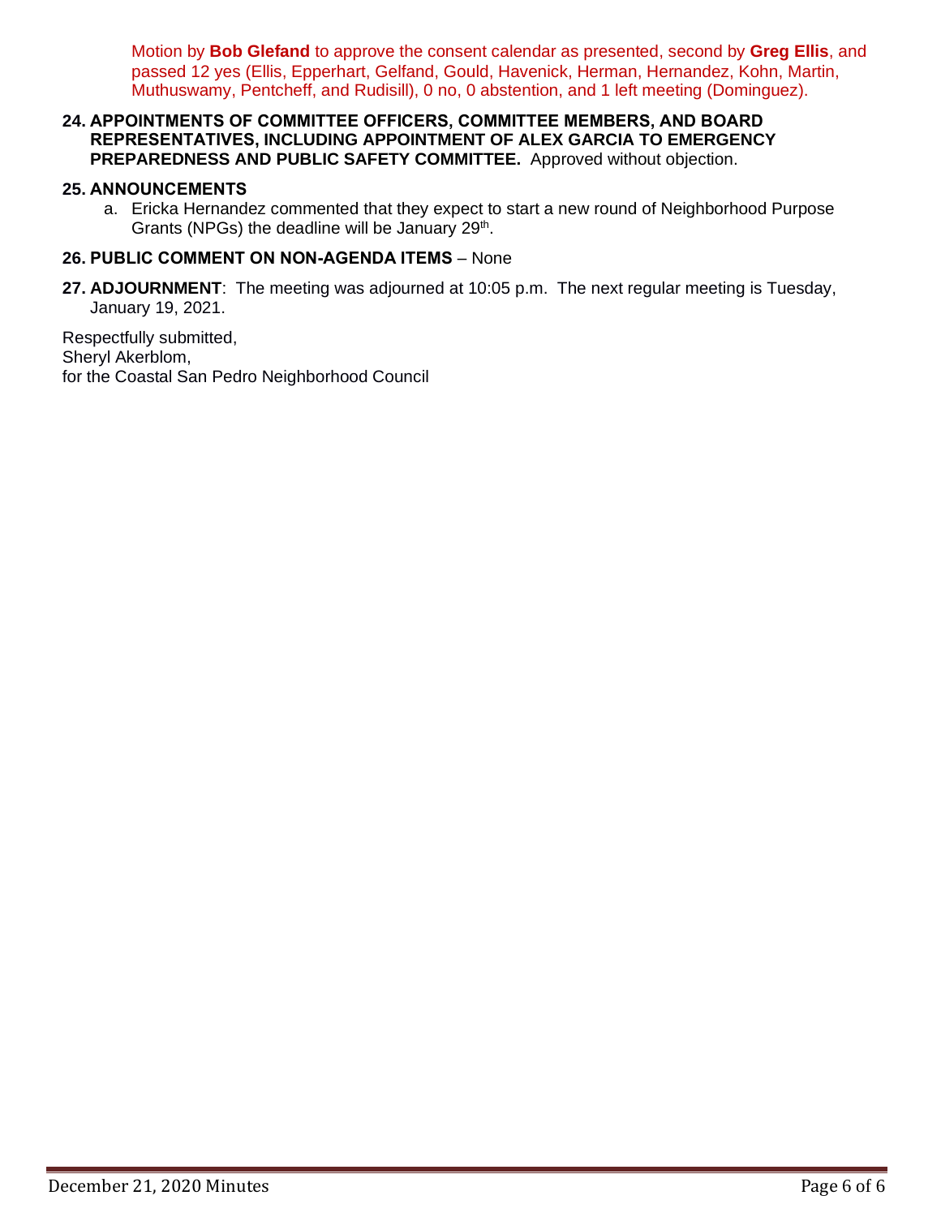Motion by **Bob Glefand** to approve the consent calendar as presented, second by **Greg Ellis**, and passed 12 yes (Ellis, Epperhart, Gelfand, Gould, Havenick, Herman, Hernandez, Kohn, Martin, Muthuswamy, Pentcheff, and Rudisill), 0 no, 0 abstention, and 1 left meeting (Dominguez).

**24. APPOINTMENTS OF COMMITTEE OFFICERS, COMMITTEE MEMBERS, AND BOARD REPRESENTATIVES, INCLUDING APPOINTMENT OF ALEX GARCIA TO EMERGENCY PREPAREDNESS AND PUBLIC SAFETY COMMITTEE.** Approved without objection.

**25. ANNOUNCEMENTS**

a. Ericka Hernandez commented that they expect to start a new round of Neighborhood Purpose Grants (NPGs) the deadline will be January 29th.

**26. PUBLIC COMMENT ON NON-AGENDA ITEMS** – None

**27. ADJOURNMENT**: The meeting was adjourned at 10:05 p.m. The next regular meeting is Tuesday, January 19, 2021.

Respectfully submitted,
Sheryl Akerblom,
for the Coastal San Pedro Neighborhood Council